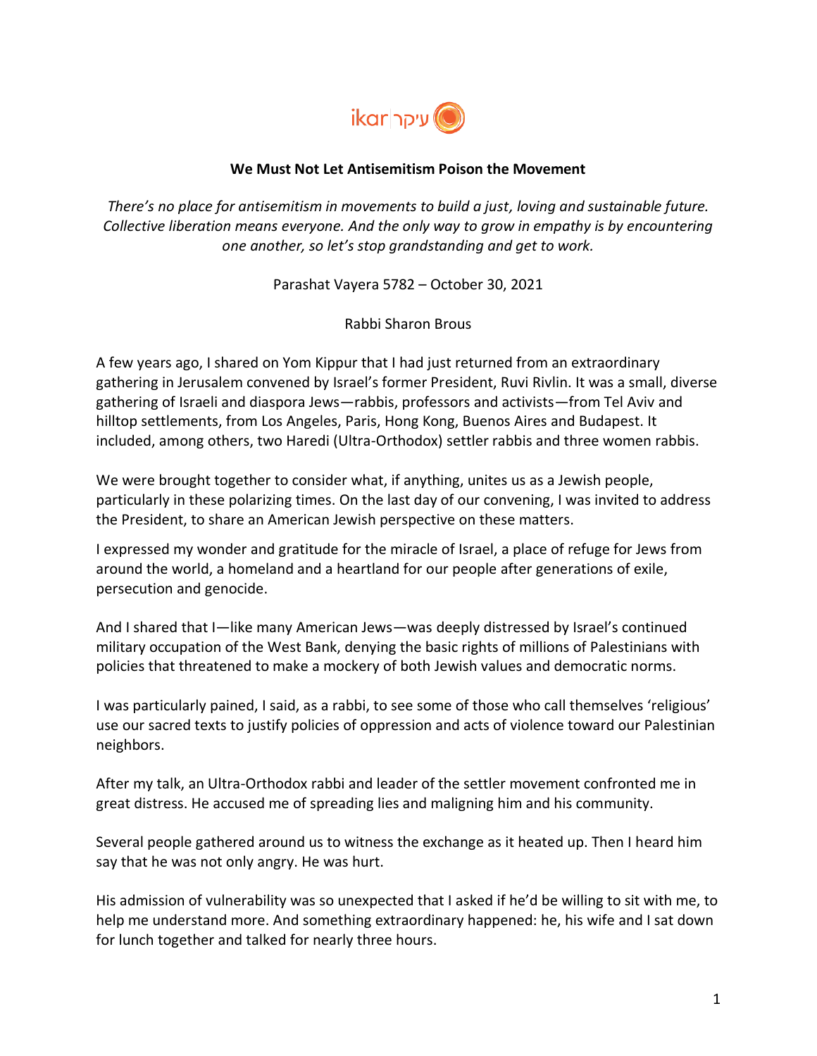ikar | עיקר

# We Must Not Let Antisemitism Poison the Movement

*There's no place for antisemitism in movements to build a just, loving and sustainable future. Collective liberation means everyone. And the only way to grow in empathy is by encountering one another, so let's stop grandstanding and get to work.*

Parashat Vayera 5782 – October 30, 2021

Rabbi Sharon Brous

A few years ago, I shared on Yom Kippur that I had just returned from an extraordinary gathering in Jerusalem convened by Israel's former President, Ruvi Rivlin. It was a small, diverse gathering of Israeli and diaspora Jews—rabbis, professors and activists—from Tel Aviv and hilltop settlements, from Los Angeles, Paris, Hong Kong, Buenos Aires and Budapest. It included, among others, two Haredi (Ultra-Orthodox) settler rabbis and three women rabbis.

We were brought together to consider what, if anything, unites us as a Jewish people, particularly in these polarizing times. On the last day of our convening, I was invited to address the President, to share an American Jewish perspective on these matters.

I expressed my wonder and gratitude for the miracle of Israel, a place of refuge for Jews from around the world, a homeland and a heartland for our people after generations of exile, persecution and genocide.

And I shared that I—like many American Jews—was deeply distressed by Israel's continued military occupation of the West Bank, denying the basic rights of millions of Palestinians with policies that threatened to make a mockery of both Jewish values and democratic norms.

I was particularly pained, I said, as a rabbi, to see some of those who call themselves 'religious' use our sacred texts to justify policies of oppression and acts of violence toward our Palestinian neighbors.

After my talk, an Ultra-Orthodox rabbi and leader of the settler movement confronted me in great distress. He accused me of spreading lies and maligning him and his community.

Several people gathered around us to witness the exchange as it heated up. Then I heard him say that he was not only angry. He was hurt.

His admission of vulnerability was so unexpected that I asked if he'd be willing to sit with me, to help me understand more. And something extraordinary happened: he, his wife and I sat down for lunch together and talked for nearly three hours.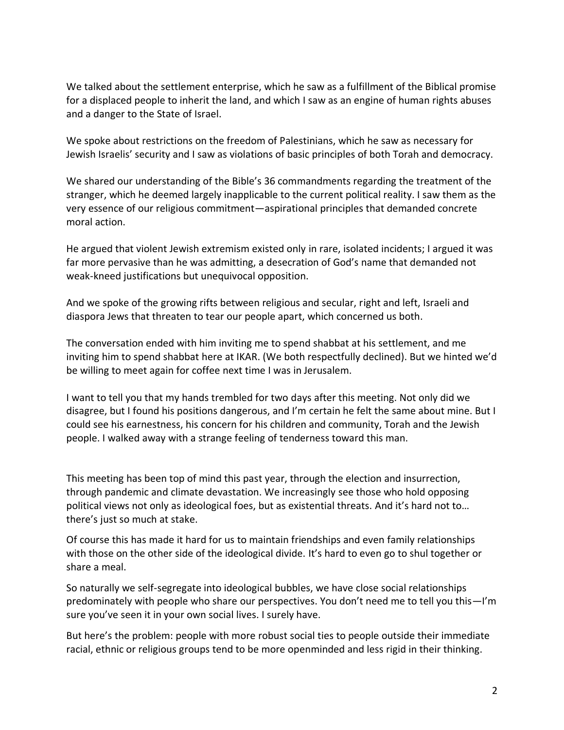We talked about the settlement enterprise, which he saw as a fulfillment of the Biblical promise for a displaced people to inherit the land, and which I saw as an engine of human rights abuses and a danger to the State of Israel.

We spoke about restrictions on the freedom of Palestinians, which he saw as necessary for Jewish Israelis' security and I saw as violations of basic principles of both Torah and democracy.

We shared our understanding of the Bible's 36 commandments regarding the treatment of the stranger, which he deemed largely inapplicable to the current political reality. I saw them as the very essence of our religious commitment—aspirational principles that demanded concrete moral action.

He argued that violent Jewish extremism existed only in rare, isolated incidents; I argued it was far more pervasive than he was admitting, a desecration of God's name that demanded not weak-kneed justifications but unequivocal opposition.

And we spoke of the growing rifts between religious and secular, right and left, Israeli and diaspora Jews that threaten to tear our people apart, which concerned us both.

The conversation ended with him inviting me to spend shabbat at his settlement, and me inviting him to spend shabbat here at IKAR. (We both respectfully declined). But we hinted we'd be willing to meet again for coffee next time I was in Jerusalem.

I want to tell you that my hands trembled for two days after this meeting. Not only did we disagree, but I found his positions dangerous, and I'm certain he felt the same about mine. But I could see his earnestness, his concern for his children and community, Torah and the Jewish people. I walked away with a strange feeling of tenderness toward this man.

This meeting has been top of mind this past year, through the election and insurrection, through pandemic and climate devastation. We increasingly see those who hold opposing political views not only as ideological foes, but as existential threats. And it's hard not to… there's just so much at stake.

Of course this has made it hard for us to maintain friendships and even family relationships with those on the other side of the ideological divide. It's hard to even go to shul together or share a meal.

So naturally we self-segregate into ideological bubbles, we have close social relationships predominately with people who share our perspectives. You don't need me to tell you this—I'm sure you've seen it in your own social lives. I surely have.

But here's the problem: people with more robust social ties to people outside their immediate racial, ethnic or religious groups tend to be more openminded and less rigid in their thinking.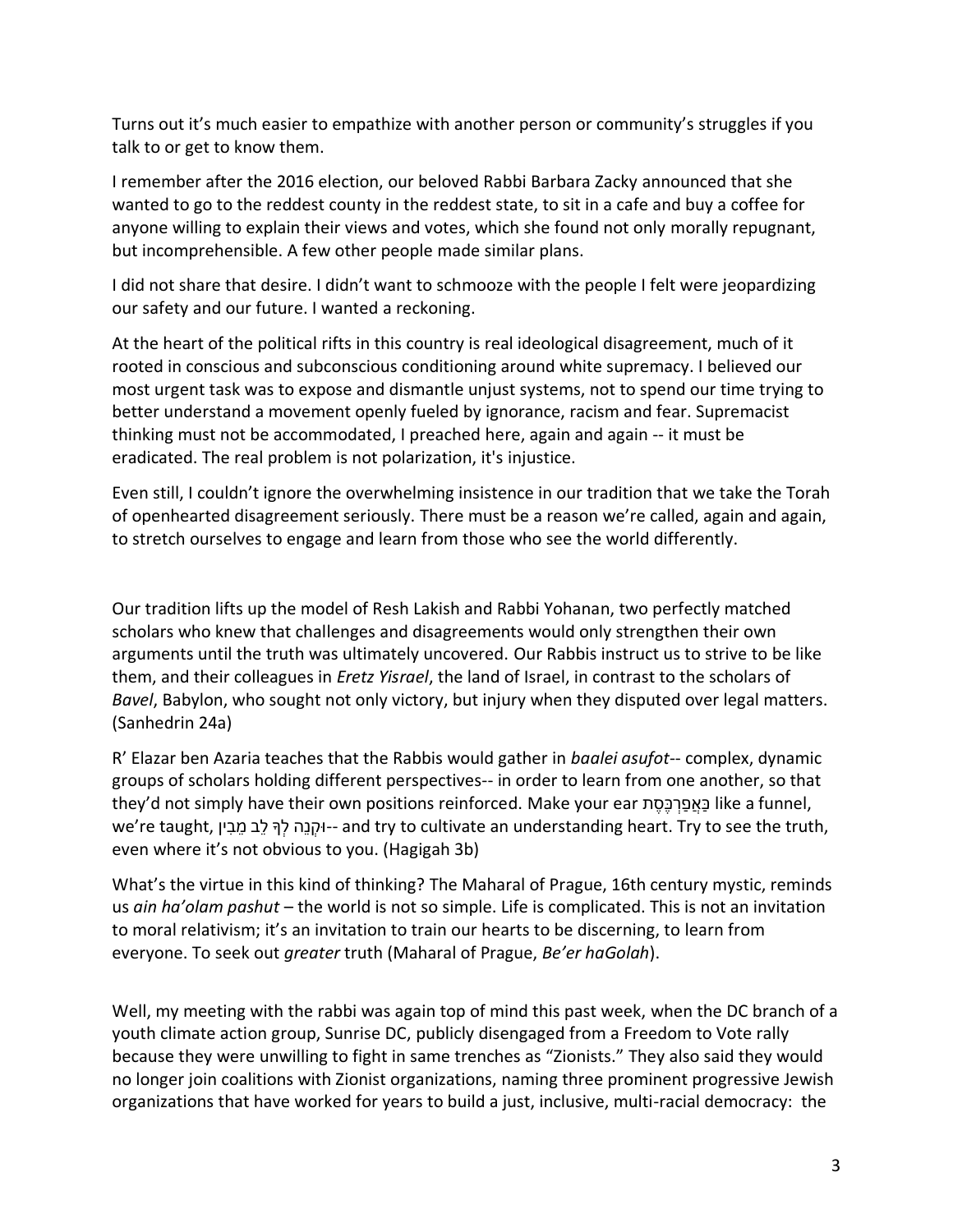Turns out it's much easier to empathize with another person or community's struggles if you talk to or get to know them.

I remember after the 2016 election, our beloved Rabbi Barbara Zacky announced that she wanted to go to the reddest county in the reddest state, to sit in a cafe and buy a coffee for anyone willing to explain their views and votes, which she found not only morally repugnant, but incomprehensible. A few other people made similar plans.

I did not share that desire. I didn't want to schmooze with the people I felt were jeopardizing our safety and our future. I wanted a reckoning.

At the heart of the political rifts in this country is real ideological disagreement, much of it rooted in conscious and subconscious conditioning around white supremacy. I believed our most urgent task was to expose and dismantle unjust systems, not to spend our time trying to better understand a movement openly fueled by ignorance, racism and fear. Supremacist thinking must not be accommodated, I preached here, again and again -- it must be eradicated. The real problem is not polarization, it's injustice.

Even still, I couldn't ignore the overwhelming insistence in our tradition that we take the Torah of openhearted disagreement seriously. There must be a reason we're called, again and again, to stretch ourselves to engage and learn from those who see the world differently.

Our tradition lifts up the model of Resh Lakish and Rabbi Yohanan, two perfectly matched scholars who knew that challenges and disagreements would only strengthen their own arguments until the truth was ultimately uncovered. Our Rabbis instruct us to strive to be like them, and their colleagues in *Eretz Yisrael*, the land of Israel, in contrast to the scholars of *Bavel*, Babylon, who sought not only victory, but injury when they disputed over legal matters. (Sanhedrin 24a)

R' Elazar ben Azaria teaches that the Rabbis would gather in *baalei asufot*-- complex, dynamic groups of scholars holding different perspectives-- in order to learn from one another, so that they'd not simply have their own positions reinforced. Make your ear כַּאֲפַרְכֶּסֶת like a funnel, we're taught, וּקְנֵה לְךָ לֵב מֵבִין-- and try to cultivate an understanding heart. Try to see the truth, even where it's not obvious to you. (Hagigah 3b)

What's the virtue in this kind of thinking? The Maharal of Prague, 16th century mystic, reminds us *ain ha'olam pashut* – the world is not so simple. Life is complicated. This is not an invitation to moral relativism; it's an invitation to train our hearts to be discerning, to learn from everyone. To seek out *greater* truth (Maharal of Prague, *Be'er haGolah*).

Well, my meeting with the rabbi was again top of mind this past week, when the DC branch of a youth climate action group, Sunrise DC, publicly disengaged from a Freedom to Vote rally because they were unwilling to fight in same trenches as "Zionists." They also said they would no longer join coalitions with Zionist organizations, naming three prominent progressive Jewish organizations that have worked for years to build a just, inclusive, multi-racial democracy: the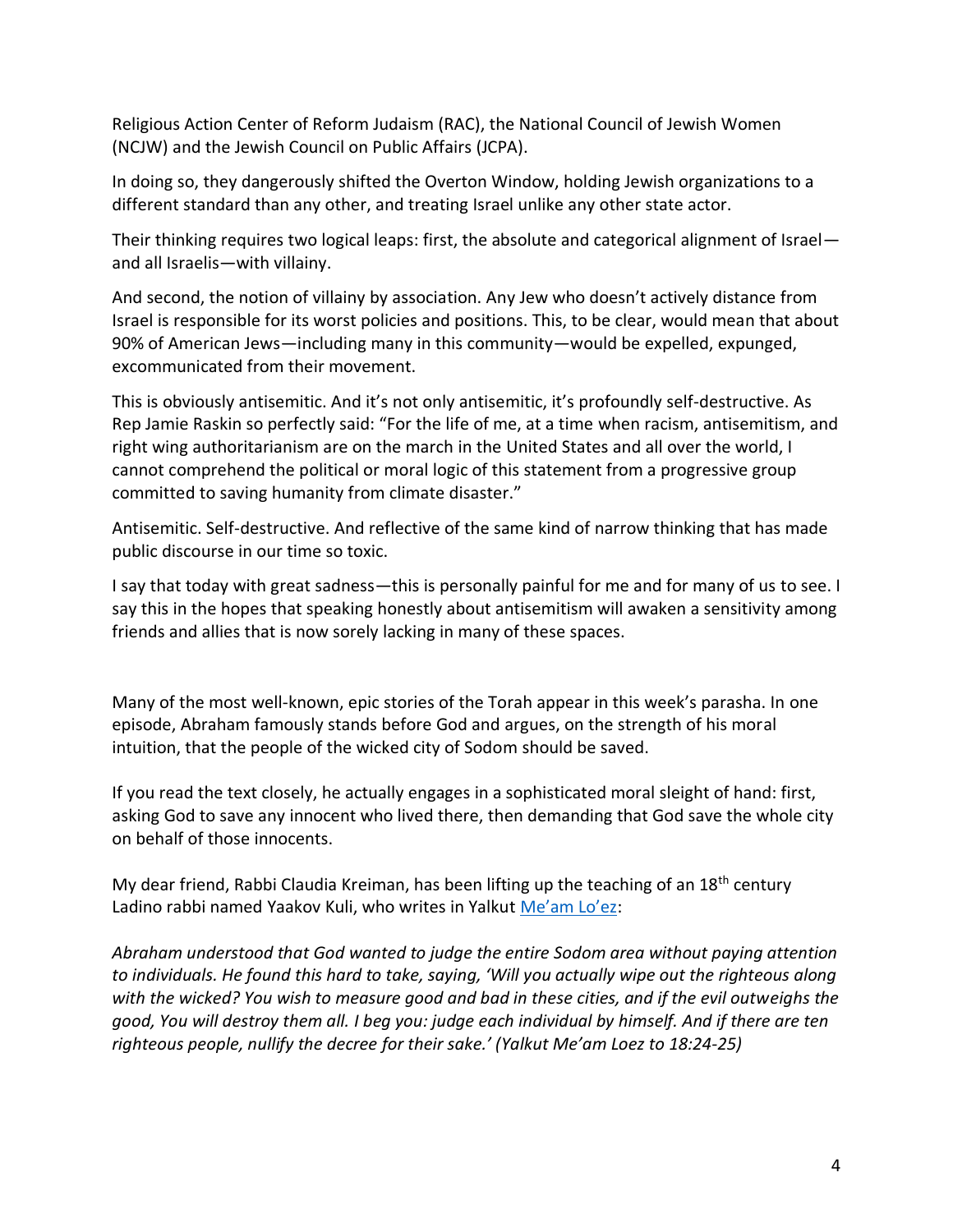Religious Action Center of Reform Judaism (RAC), the National Council of Jewish Women (NCJW) and the Jewish Council on Public Affairs (JCPA).

In doing so, they dangerously shifted the Overton Window, holding Jewish organizations to a different standard than any other, and treating Israel unlike any other state actor.

Their thinking requires two logical leaps: first, the absolute and categorical alignment of Israel—and all Israelis—with villainy.

And second, the notion of villainy by association. Any Jew who doesn't actively distance from Israel is responsible for its worst policies and positions. This, to be clear, would mean that about 90% of American Jews—including many in this community—would be expelled, expunged, excommunicated from their movement.

This is obviously antisemitic. And it's not only antisemitic, it's profoundly self-destructive. As Rep Jamie Raskin so perfectly said: "For the life of me, at a time when racism, antisemitism, and right wing authoritarianism are on the march in the United States and all over the world, I cannot comprehend the political or moral logic of this statement from a progressive group committed to saving humanity from climate disaster."

Antisemitic. Self-destructive. And reflective of the same kind of narrow thinking that has made public discourse in our time so toxic.

I say that today with great sadness—this is personally painful for me and for many of us to see. I say this in the hopes that speaking honestly about antisemitism will awaken a sensitivity among friends and allies that is now sorely lacking in many of these spaces.

Many of the most well-known, epic stories of the Torah appear in this week's parasha. In one episode, Abraham famously stands before God and argues, on the strength of his moral intuition, that the people of the wicked city of Sodom should be saved.

If you read the text closely, he actually engages in a sophisticated moral sleight of hand: first, asking God to save any innocent who lived there, then demanding that God save the whole city on behalf of those innocents.

My dear friend, Rabbi Claudia Kreiman, has been lifting up the teaching of an 18th century Ladino rabbi named Yaakov Kuli, who writes in Yalkut Me'am Lo'ez:

*Abraham understood that God wanted to judge the entire Sodom area without paying attention to individuals. He found this hard to take, saying, 'Will you actually wipe out the righteous along with the wicked? You wish to measure good and bad in these cities, and if the evil outweighs the good, You will destroy them all. I beg you: judge each individual by himself. And if there are ten righteous people, nullify the decree for their sake.' (Yalkut Me'am Loez to 18:24-25)*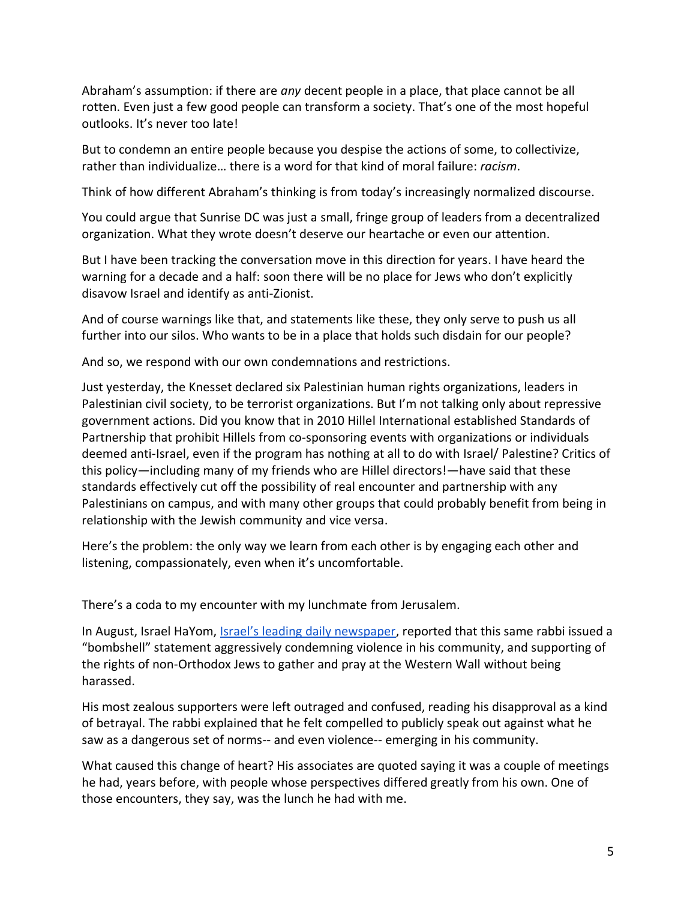Abraham's assumption: if there are *any* decent people in a place, that place cannot be all rotten. Even just a few good people can transform a society. That's one of the most hopeful outlooks. It's never too late!

But to condemn an entire people because you despise the actions of some, to collectivize, rather than individualize… there is a word for that kind of moral failure: *racism*.

Think of how different Abraham's thinking is from today's increasingly normalized discourse.

You could argue that Sunrise DC was just a small, fringe group of leaders from a decentralized organization. What they wrote doesn't deserve our heartache or even our attention.

But I have been tracking the conversation move in this direction for years. I have heard the warning for a decade and a half: soon there will be no place for Jews who don't explicitly disavow Israel and identify as anti-Zionist.

And of course warnings like that, and statements like these, they only serve to push us all further into our silos. Who wants to be in a place that holds such disdain for our people?

And so, we respond with our own condemnations and restrictions.

Just yesterday, the Knesset declared six Palestinian human rights organizations, leaders in Palestinian civil society, to be terrorist organizations. But I'm not talking only about repressive government actions. Did you know that in 2010 Hillel International established Standards of Partnership that prohibit Hillels from co-sponsoring events with organizations or individuals deemed anti-Israel, even if the program has nothing at all to do with Israel/ Palestine? Critics of this policy—including many of my friends who are Hillel directors!—have said that these standards effectively cut off the possibility of real encounter and partnership with any Palestinians on campus, and with many other groups that could probably benefit from being in relationship with the Jewish community and vice versa.

Here's the problem: the only way we learn from each other is by engaging each other and listening, compassionately, even when it's uncomfortable.

There's a coda to my encounter with my lunchmate from Jerusalem.

In August, Israel HaYom, [Israel's leading daily newspaper], reported that this same rabbi issued a "bombshell" statement aggressively condemning violence in his community, and supporting of the rights of non-Orthodox Jews to gather and pray at the Western Wall without being harassed.

His most zealous supporters were left outraged and confused, reading his disapproval as a kind of betrayal. The rabbi explained that he felt compelled to publicly speak out against what he saw as a dangerous set of norms-- and even violence-- emerging in his community.

What caused this change of heart? His associates are quoted saying it was a couple of meetings he had, years before, with people whose perspectives differed greatly from his own. One of those encounters, they say, was the lunch he had with me.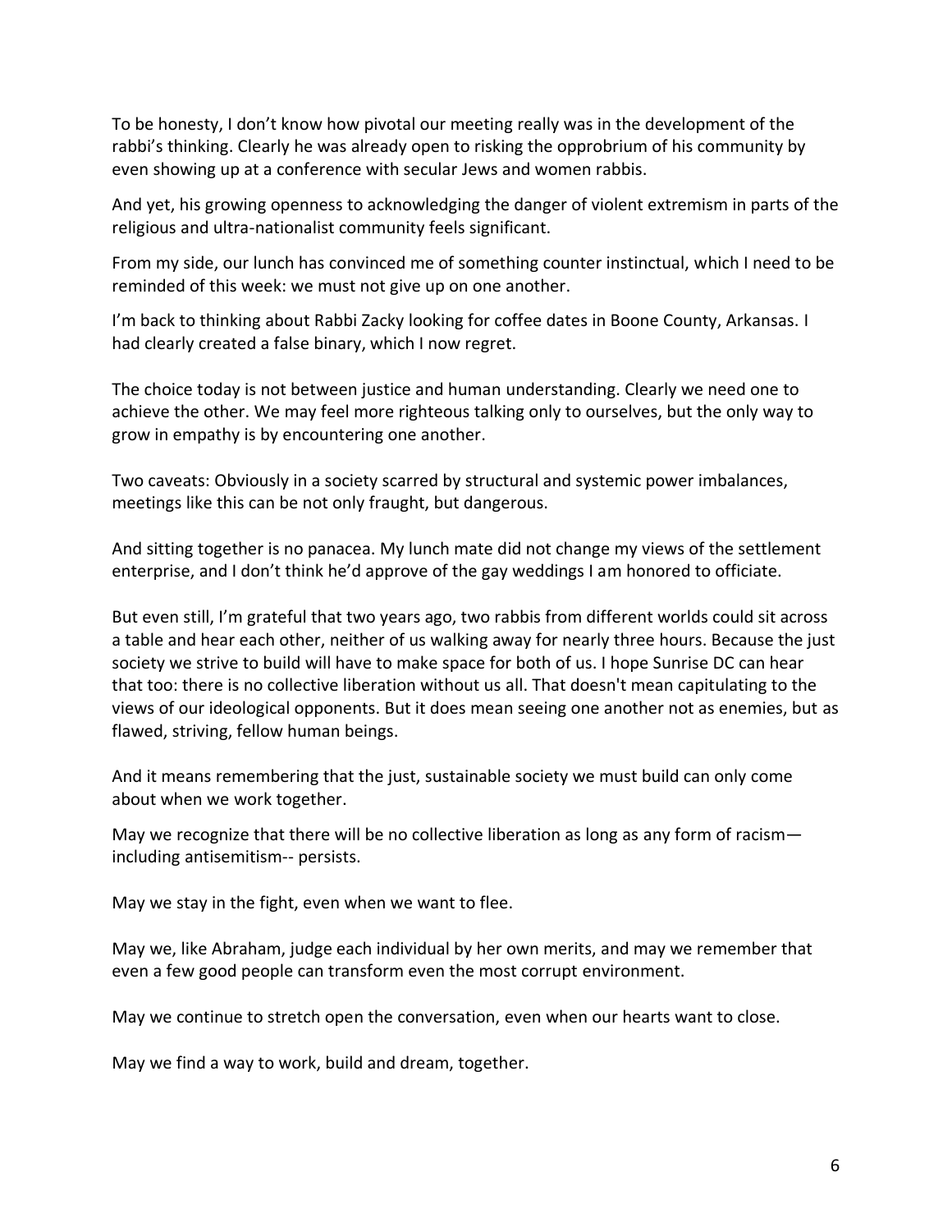To be honesty, I don't know how pivotal our meeting really was in the development of the rabbi's thinking. Clearly he was already open to risking the opprobrium of his community by even showing up at a conference with secular Jews and women rabbis.

And yet, his growing openness to acknowledging the danger of violent extremism in parts of the religious and ultra-nationalist community feels significant.

From my side, our lunch has convinced me of something counter instinctual, which I need to be reminded of this week: we must not give up on one another.

I'm back to thinking about Rabbi Zacky looking for coffee dates in Boone County, Arkansas. I had clearly created a false binary, which I now regret.

The choice today is not between justice and human understanding. Clearly we need one to achieve the other. We may feel more righteous talking only to ourselves, but the only way to grow in empathy is by encountering one another.

Two caveats: Obviously in a society scarred by structural and systemic power imbalances, meetings like this can be not only fraught, but dangerous.

And sitting together is no panacea. My lunch mate did not change my views of the settlement enterprise, and I don't think he'd approve of the gay weddings I am honored to officiate.

But even still, I'm grateful that two years ago, two rabbis from different worlds could sit across a table and hear each other, neither of us walking away for nearly three hours. Because the just society we strive to build will have to make space for both of us. I hope Sunrise DC can hear that too: there is no collective liberation without us all. That doesn't mean capitulating to the views of our ideological opponents. But it does mean seeing one another not as enemies, but as flawed, striving, fellow human beings.

And it means remembering that the just, sustainable society we must build can only come about when we work together.

May we recognize that there will be no collective liberation as long as any form of racism—including antisemitism-- persists.

May we stay in the fight, even when we want to flee.

May we, like Abraham, judge each individual by her own merits, and may we remember that even a few good people can transform even the most corrupt environment.

May we continue to stretch open the conversation, even when our hearts want to close.

May we find a way to work, build and dream, together.